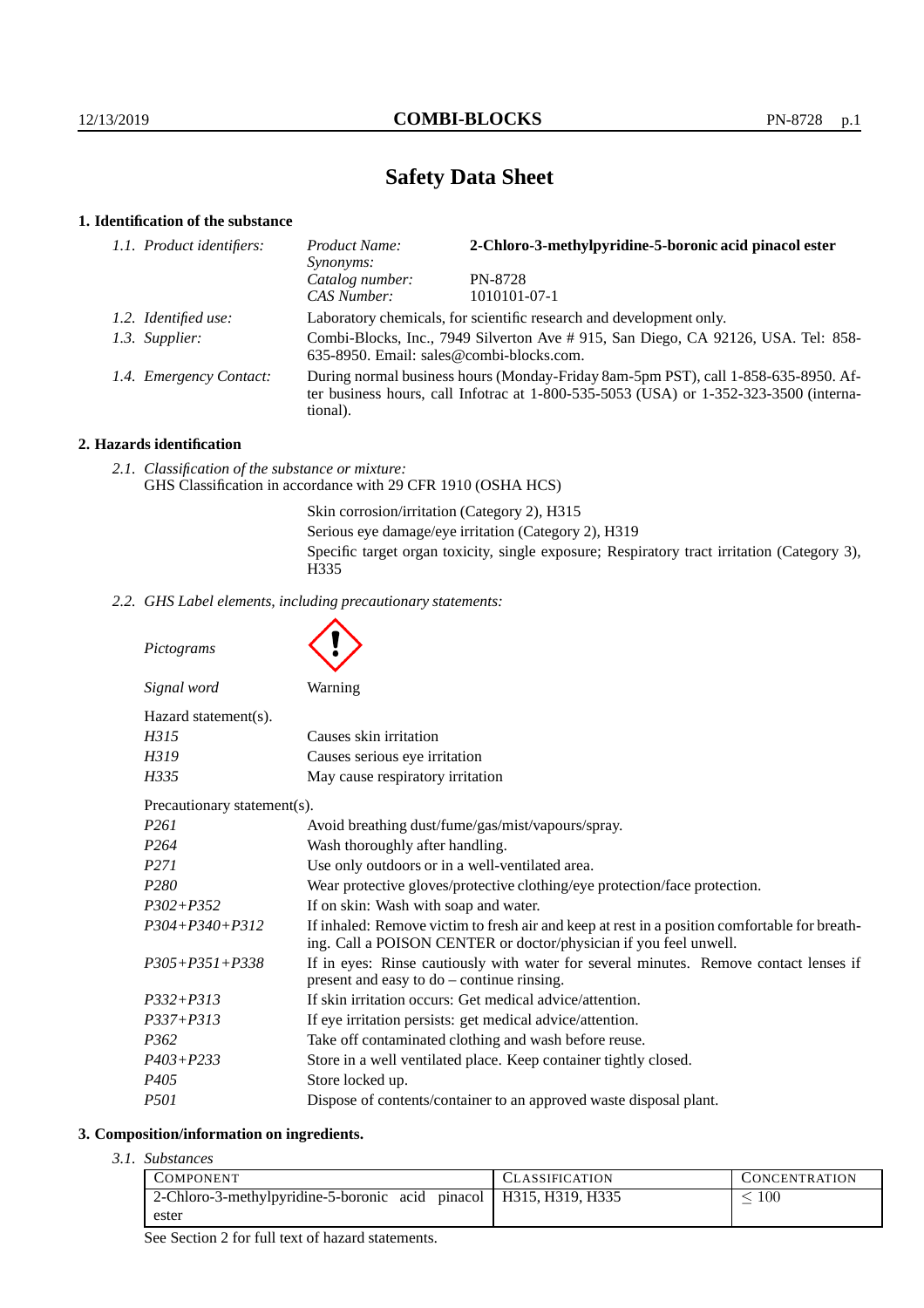# Safety Data Sheet

## 1. Identification of the substance

*1.1. Product identifiers:*

| | |
|---|---|
| *Product Name:* | **2-Chloro-3-methylpyridine-5-boronic acid pinacol ester** |
| *Synonyms:* | |
| *Catalog number:* | PN-8728 |
| *CAS Number:* | 1010101-07-1 |

*1.2. Identified use:* Laboratory chemicals, for scientific research and development only.

*1.3. Supplier:* Combi-Blocks, Inc., 7949 Silverton Ave # 915, San Diego, CA 92126, USA. Tel: 858-635-8950. Email: sales@combi-blocks.com.

*1.4. Emergency Contact:* During normal business hours (Monday-Friday 8am-5pm PST), call 1-858-635-8950. After business hours, call Infotrac at 1-800-535-5053 (USA) or 1-352-323-3500 (international).

## 2. Hazards identification

*2.1. Classification of the substance or mixture:*
GHS Classification in accordance with 29 CFR 1910 (OSHA HCS)

Skin corrosion/irritation (Category 2), H315
Serious eye damage/eye irritation (Category 2), H319
Specific target organ toxicity, single exposure; Respiratory tract irritation (Category 3), H335

*2.2. GHS Label elements, including precautionary statements:*

*Pictograms*

*Signal word* Warning

Hazard statement(s).

| | |
|---|---|
| *H315* | Causes skin irritation |
| *H319* | Causes serious eye irritation |
| *H335* | May cause respiratory irritation |

Precautionary statement(s).

| | |
|---|---|
| *P261* | Avoid breathing dust/fume/gas/mist/vapours/spray. |
| *P264* | Wash thoroughly after handling. |
| *P271* | Use only outdoors or in a well-ventilated area. |
| *P280* | Wear protective gloves/protective clothing/eye protection/face protection. |
| *P302+P352* | If on skin: Wash with soap and water. |
| *P304+P340+P312* | If inhaled: Remove victim to fresh air and keep at rest in a position comfortable for breathing. Call a POISON CENTER or doctor/physician if you feel unwell. |
| *P305+P351+P338* | If in eyes: Rinse cautiously with water for several minutes. Remove contact lenses if present and easy to do – continue rinsing. |
| *P332+P313* | If skin irritation occurs: Get medical advice/attention. |
| *P337+P313* | If eye irritation persists: get medical advice/attention. |
| *P362* | Take off contaminated clothing and wash before reuse. |
| *P403+P233* | Store in a well ventilated place. Keep container tightly closed. |
| *P405* | Store locked up. |
| *P501* | Dispose of contents/container to an approved waste disposal plant. |

## 3. Composition/information on ingredients.

*3.1. Substances*

| COMPONENT | CLASSIFICATION | CONCENTRATION |
|---|---|---|
| 2-Chloro-3-methylpyridine-5-boronic acid pinacol ester | H315, H319, H335 | $\leq 100$ |

See Section 2 for full text of hazard statements.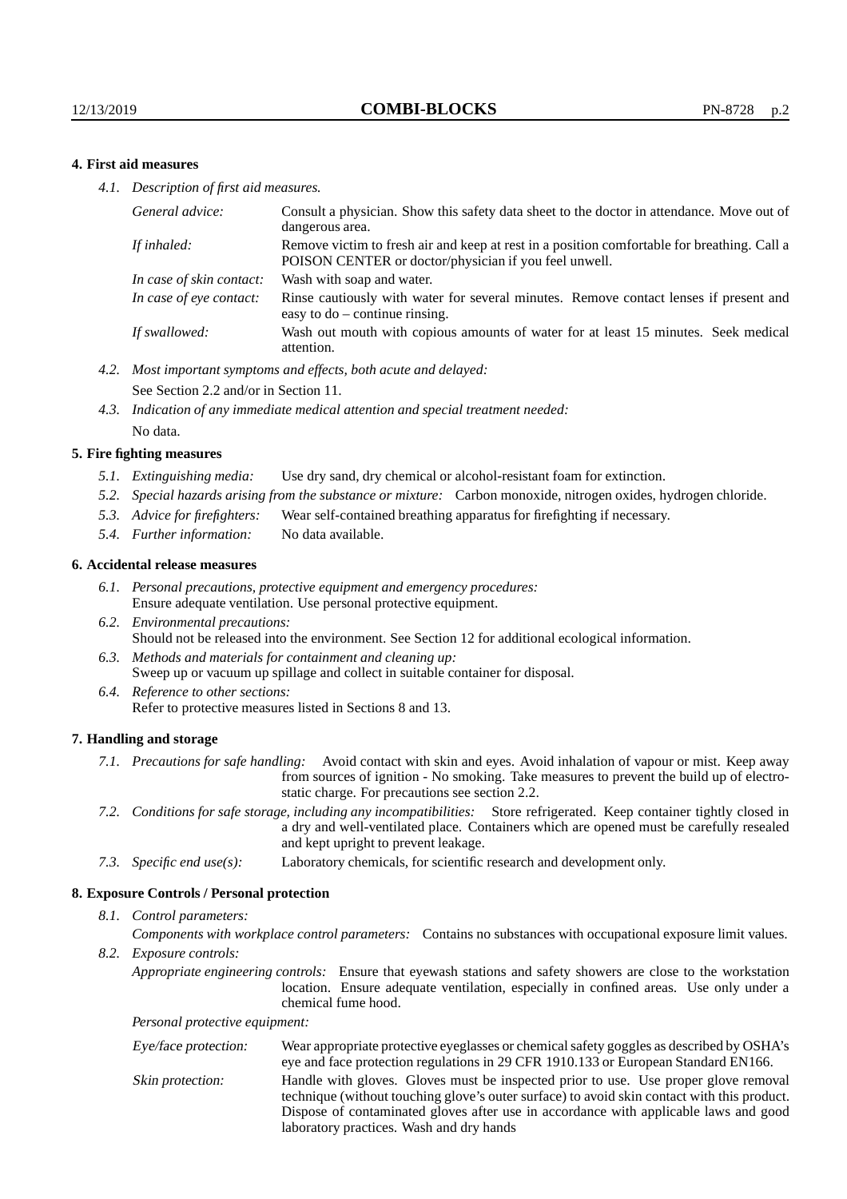## 4. First aid measures

*4.1. Description of first aid measures.*

| | |
|---|---|
| *General advice:* | Consult a physician. Show this safety data sheet to the doctor in attendance. Move out of dangerous area. |
| *If inhaled:* | Remove victim to fresh air and keep at rest in a position comfortable for breathing. Call a POISON CENTER or doctor/physician if you feel unwell. |
| *In case of skin contact:* | Wash with soap and water. |
| *In case of eye contact:* | Rinse cautiously with water for several minutes. Remove contact lenses if present and easy to do – continue rinsing. |
| *If swallowed:* | Wash out mouth with copious amounts of water for at least 15 minutes. Seek medical attention. |

*4.2. Most important symptoms and effects, both acute and delayed:*
See Section 2.2 and/or in Section 11.

*4.3. Indication of any immediate medical attention and special treatment needed:*
No data.

## 5. Fire fighting measures

*5.1. Extinguishing media:* Use dry sand, dry chemical or alcohol-resistant foam for extinction.

*5.2. Special hazards arising from the substance or mixture:* Carbon monoxide, nitrogen oxides, hydrogen chloride.

*5.3. Advice for firefighters:* Wear self-contained breathing apparatus for firefighting if necessary.

*5.4. Further information:* No data available.

## 6. Accidental release measures

*6.1. Personal precautions, protective equipment and emergency procedures:*
Ensure adequate ventilation. Use personal protective equipment.

*6.2. Environmental precautions:*
Should not be released into the environment. See Section 12 for additional ecological information.

*6.3. Methods and materials for containment and cleaning up:*
Sweep up or vacuum up spillage and collect in suitable container for disposal.

*6.4. Reference to other sections:*
Refer to protective measures listed in Sections 8 and 13.

## 7. Handling and storage

*7.1. Precautions for safe handling:* Avoid contact with skin and eyes. Avoid inhalation of vapour or mist. Keep away from sources of ignition - No smoking. Take measures to prevent the build up of electrostatic charge. For precautions see section 2.2.

*7.2. Conditions for safe storage, including any incompatibilities:* Store refrigerated. Keep container tightly closed in a dry and well-ventilated place. Containers which are opened must be carefully resealed and kept upright to prevent leakage.

*7.3. Specific end use(s):* Laboratory chemicals, for scientific research and development only.

## 8. Exposure Controls / Personal protection

*8.1. Control parameters:*

*Components with workplace control parameters:* Contains no substances with occupational exposure limit values.

*8.2. Exposure controls:*

*Appropriate engineering controls:* Ensure that eyewash stations and safety showers are close to the workstation location. Ensure adequate ventilation, especially in confined areas. Use only under a chemical fume hood.

*Personal protective equipment:*

| | |
|---|---|
| *Eye/face protection:* | Wear appropriate protective eyeglasses or chemical safety goggles as described by OSHA's eye and face protection regulations in 29 CFR 1910.133 or European Standard EN166. |
| *Skin protection:* | Handle with gloves. Gloves must be inspected prior to use. Use proper glove removal technique (without touching glove's outer surface) to avoid skin contact with this product. Dispose of contaminated gloves after use in accordance with applicable laws and good laboratory practices. Wash and dry hands |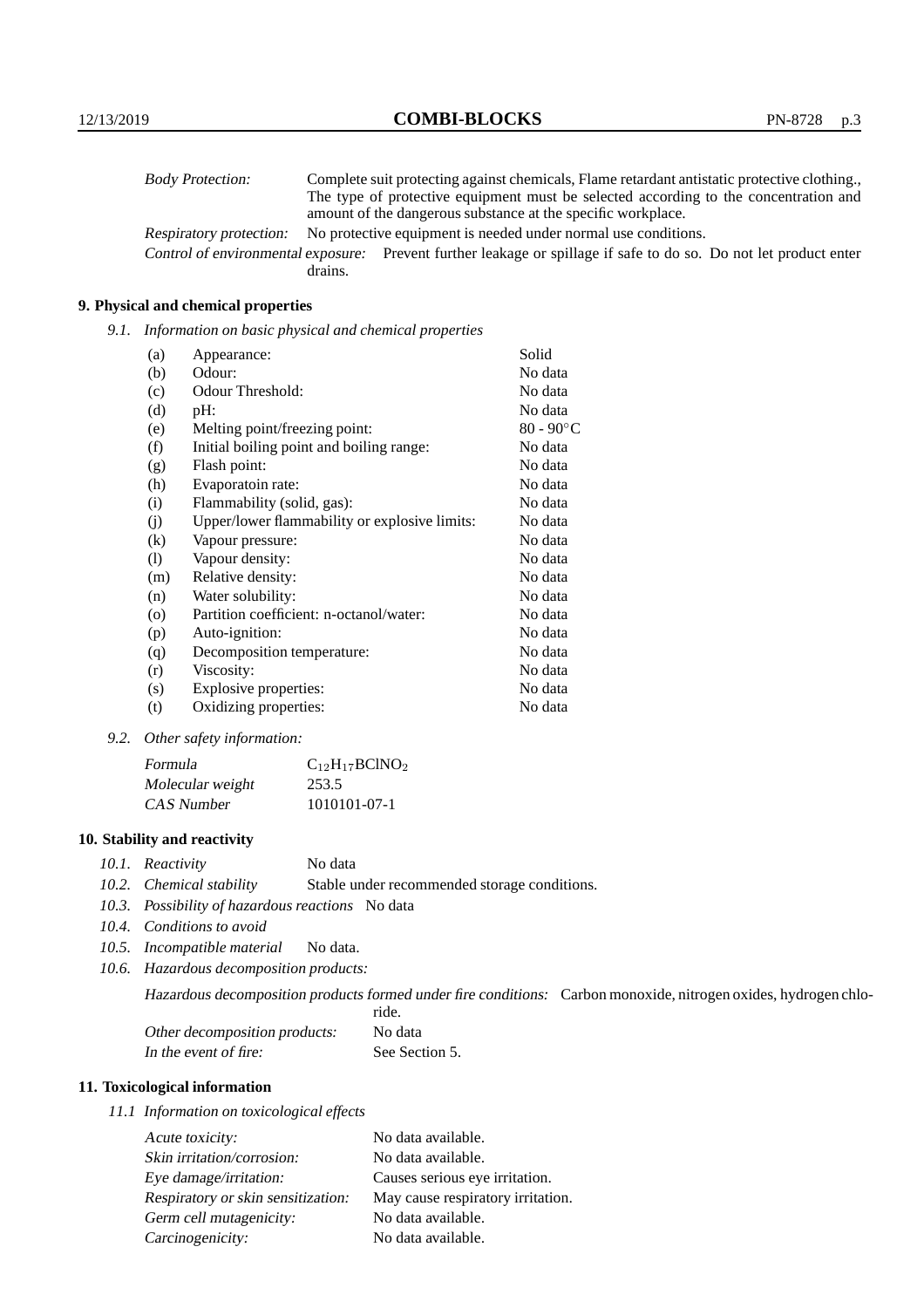*Body Protection:* Complete suit protecting against chemicals, Flame retardant antistatic protective clothing., The type of protective equipment must be selected according to the concentration and amount of the dangerous substance at the specific workplace.

*Respiratory protection:* No protective equipment is needed under normal use conditions.

*Control of environmental exposure:* Prevent further leakage or spillage if safe to do so. Do not let product enter drains.

## 9. Physical and chemical properties

*9.1. Information on basic physical and chemical properties*

| | | |
|---|---|---|
| (a) | Appearance: | Solid |
| (b) | Odour: | No data |
| (c) | Odour Threshold: | No data |
| (d) | pH: | No data |
| (e) | Melting point/freezing point: | 80 - 90°C |
| (f) | Initial boiling point and boiling range: | No data |
| (g) | Flash point: | No data |
| (h) | Evaporatoin rate: | No data |
| (i) | Flammability (solid, gas): | No data |
| (j) | Upper/lower flammability or explosive limits: | No data |
| (k) | Vapour pressure: | No data |
| (l) | Vapour density: | No data |
| (m) | Relative density: | No data |
| (n) | Water solubility: | No data |
| (o) | Partition coefficient: n-octanol/water: | No data |
| (p) | Auto-ignition: | No data |
| (q) | Decomposition temperature: | No data |
| (r) | Viscosity: | No data |
| (s) | Explosive properties: | No data |
| (t) | Oxidizing properties: | No data |

*9.2. Other safety information:*

| | |
|---|---|
| *Formula* | $C_{12}H_{17}BClNO_2$ |
| *Molecular weight* | 253.5 |
| *CAS Number* | 1010101-07-1 |

## 10. Stability and reactivity

*10.1. Reactivity* No data

*10.2. Chemical stability* Stable under recommended storage conditions.

*10.3. Possibility of hazardous reactions* No data

*10.4. Conditions to avoid*

*10.5. Incompatible material* No data.

*10.6. Hazardous decomposition products:*

*Hazardous decomposition products formed under fire conditions:* Carbon monoxide, nitrogen oxides, hydrogen chloride.

*Other decomposition products:* No data

*In the event of fire:* See Section 5.

## 11. Toxicological information

*11.1 Information on toxicological effects*

| | |
|---|---|
| *Acute toxicity:* | No data available. |
| *Skin irritation/corrosion:* | No data available. |
| *Eye damage/irritation:* | Causes serious eye irritation. |
| *Respiratory or skin sensitization:* | May cause respiratory irritation. |
| *Germ cell mutagenicity:* | No data available. |
| *Carcinogenicity:* | No data available. |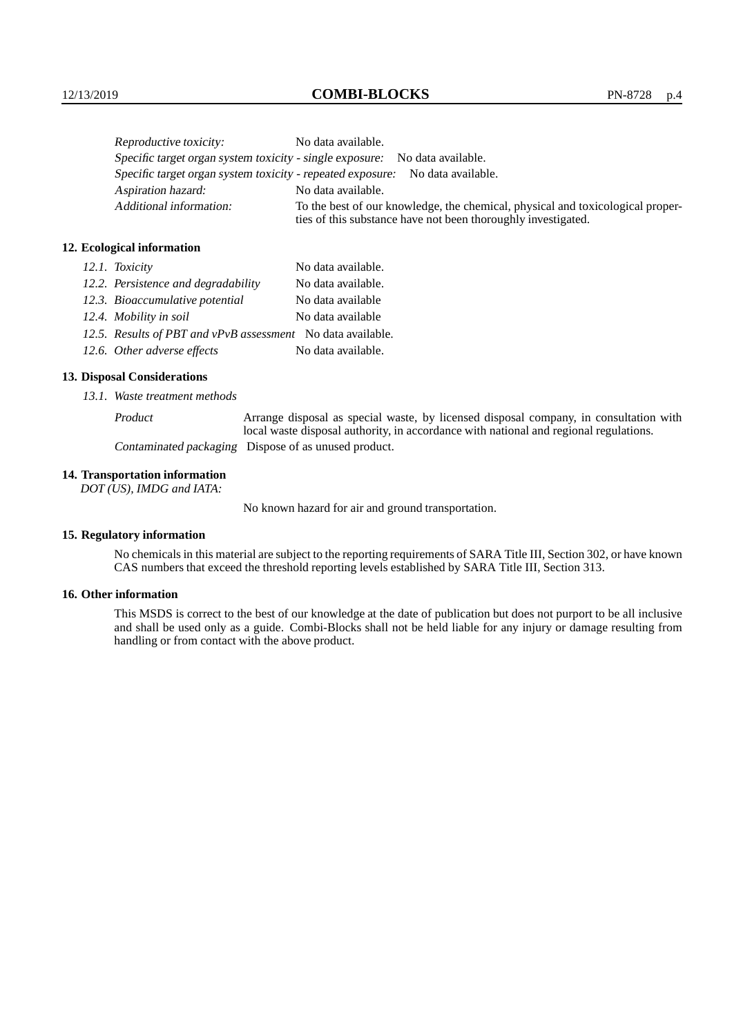| | |
|---|---|
| *Reproductive toxicity:* | No data available. |
| *Specific target organ system toxicity - single exposure:* | No data available. |
| *Specific target organ system toxicity - repeated exposure:* | No data available. |
| *Aspiration hazard:* | No data available. |
| *Additional information:* | To the best of our knowledge, the chemical, physical and toxicological properties of this substance have not been thoroughly investigated. |

### 12. Ecological information

| | |
|---|---|
| *12.1. Toxicity* | No data available. |
| *12.2. Persistence and degradability* | No data available. |
| *12.3. Bioaccumulative potential* | No data available |
| *12.4. Mobility in soil* | No data available |
| *12.5. Results of PBT and vPvB assessment* | No data available. |
| *12.6. Other adverse effects* | No data available. |

### 13. Disposal Considerations

*13.1. Waste treatment methods*

| | |
|---|---|
| *Product* | Arrange disposal as special waste, by licensed disposal company, in consultation with local waste disposal authority, in accordance with national and regional regulations. |
| *Contaminated packaging* | Dispose of as unused product. |

### 14. Transportation information

*DOT (US), IMDG and IATA:*

No known hazard for air and ground transportation.

### 15. Regulatory information

No chemicals in this material are subject to the reporting requirements of SARA Title III, Section 302, or have known CAS numbers that exceed the threshold reporting levels established by SARA Title III, Section 313.

### 16. Other information

This MSDS is correct to the best of our knowledge at the date of publication but does not purport to be all inclusive and shall be used only as a guide. Combi-Blocks shall not be held liable for any injury or damage resulting from handling or from contact with the above product.